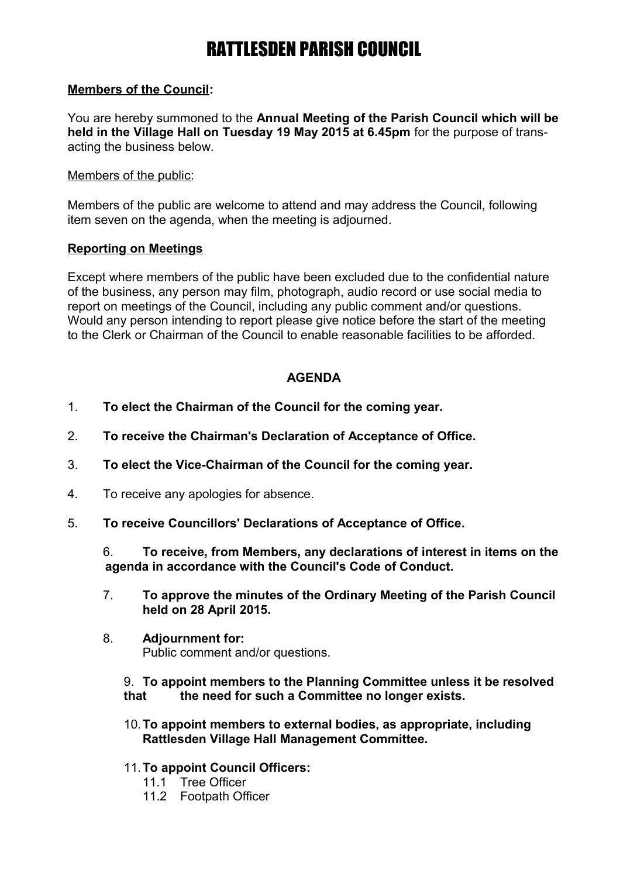# RATTLESDEN PARISH COUNCIL

**Members of the Council:**

You are hereby summoned to the **Annual Meeting of the Parish Council which will be held in the Village Hall on Tuesday 19 May 2015 at 6.45pm** for the purpose of transacting the business below.

Members of the public:

Members of the public are welcome to attend and may address the Council, following item seven on the agenda, when the meeting is adjourned.

**Reporting on Meetings**

Except where members of the public have been excluded due to the confidential nature of the business, any person may film, photograph, audio record or use social media to report on meetings of the Council, including any public comment and/or questions. Would any person intending to report please give notice before the start of the meeting to the Clerk or Chairman of the Council to enable reasonable facilities to be afforded.

**AGENDA**

1. **To elect the Chairman of the Council for the coming year.**
2. **To receive the Chairman's Declaration of Acceptance of Office.**
3. **To elect the Vice-Chairman of the Council for the coming year.**
4. To receive any apologies for absence.
5. **To receive Councillors' Declarations of Acceptance of Office.**
6. **To receive, from Members, any declarations of interest in items on the agenda in accordance with the Council's Code of Conduct.**
7. **To approve the minutes of the Ordinary Meeting of the Parish Council held on 28 April 2015.**
8. **Adjournment for:**
   Public comment and/or questions.
9. **To appoint members to the Planning Committee unless it be resolved that the need for such a Committee no longer exists.**
10. **To appoint members to external bodies, as appropriate, including Rattlesden Village Hall Management Committee.**
11. **To appoint Council Officers:**
    - 11.1 Tree Officer
    - 11.2 Footpath Officer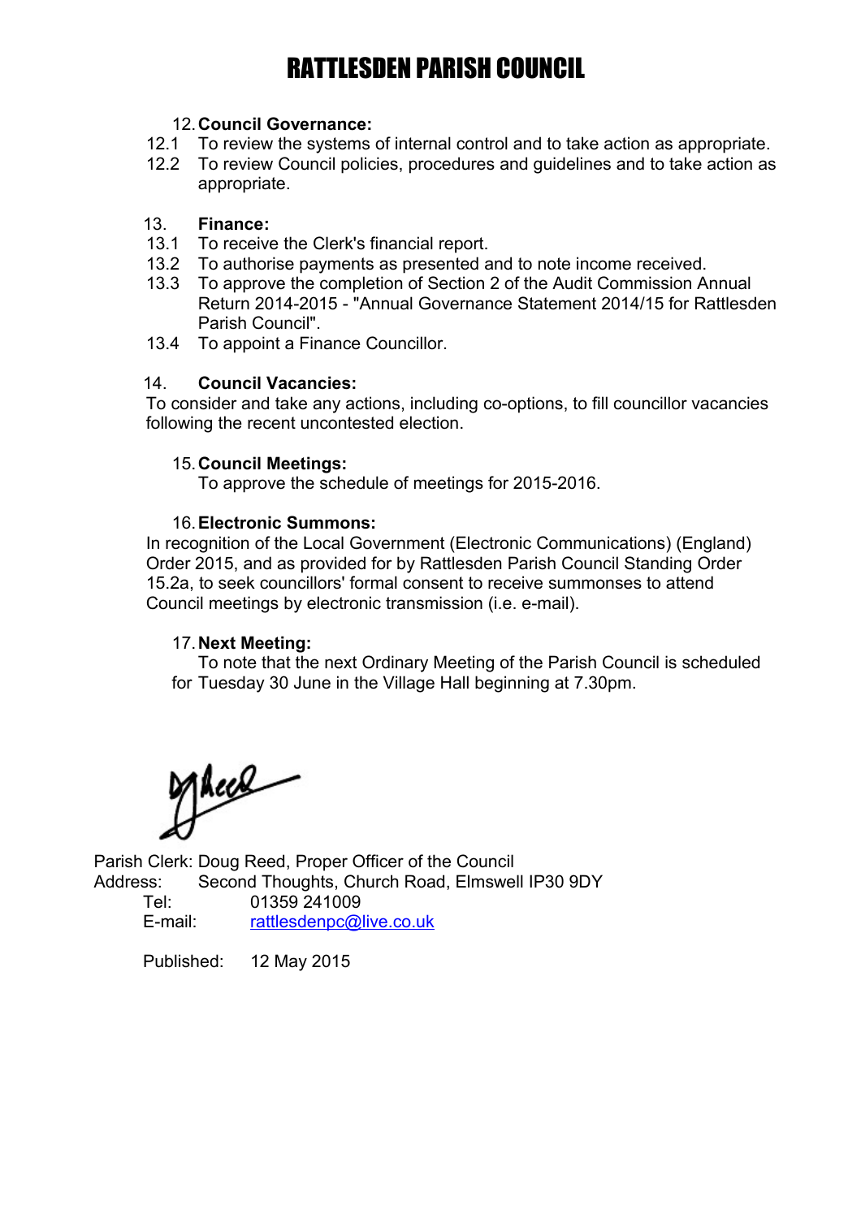# RATTLESDEN PARISH COUNCIL

12. **Council Governance:**

12.1 To review the systems of internal control and to take action as appropriate.

12.2 To review Council policies, procedures and guidelines and to take action as appropriate.

13. **Finance:**

13.1 To receive the Clerk's financial report.

13.2 To authorise payments as presented and to note income received.

13.3 To approve the completion of Section 2 of the Audit Commission Annual Return 2014-2015 - "Annual Governance Statement 2014/15 for Rattlesden Parish Council".

13.4 To appoint a Finance Councillor.

14. **Council Vacancies:**

To consider and take any actions, including co-options, to fill councillor vacancies following the recent uncontested election.

15. **Council Meetings:**

To approve the schedule of meetings for 2015-2016.

16. **Electronic Summons:**

In recognition of the Local Government (Electronic Communications) (England) Order 2015, and as provided for by Rattlesden Parish Council Standing Order 15.2a, to seek councillors' formal consent to receive summonses to attend Council meetings by electronic transmission (i.e. e-mail).

17. **Next Meeting:**

To note that the next Ordinary Meeting of the Parish Council is scheduled for Tuesday 30 June in the Village Hall beginning at 7.30pm.

Parish Clerk: Doug Reed, Proper Officer of the Council
Address: Second Thoughts, Church Road, Elmswell IP30 9DY
Tel: 01359 241009
E-mail: rattlesdenpc@live.co.uk

Published: 12 May 2015